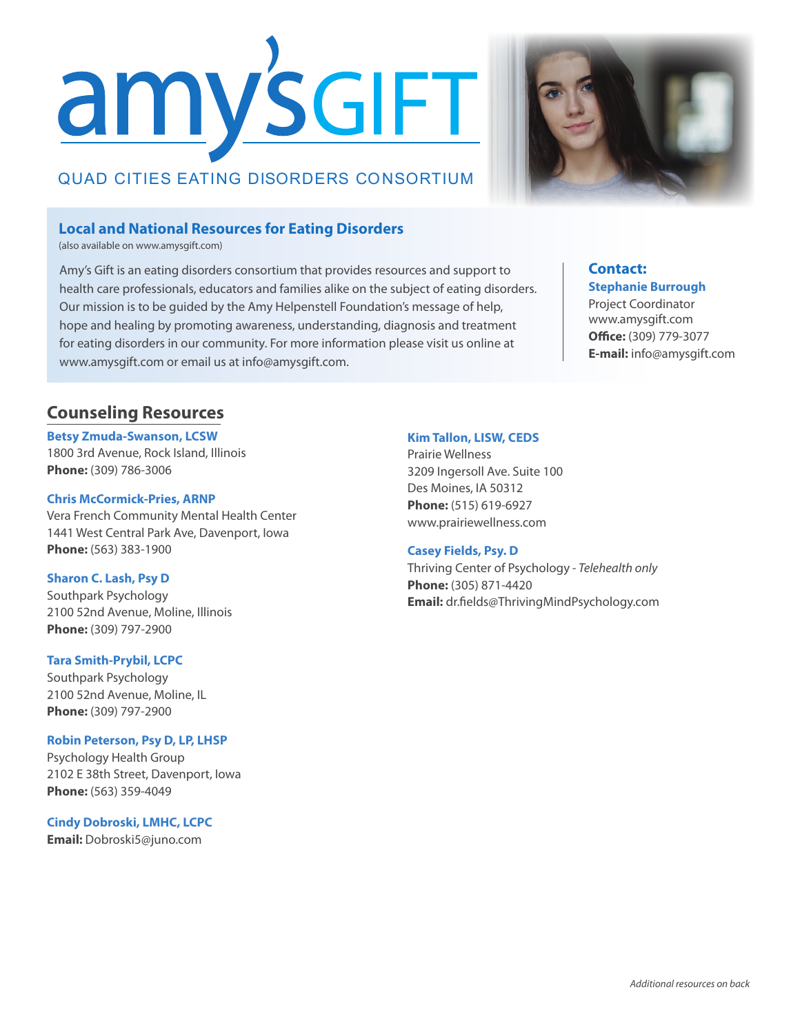# amy's GIFT

QUAD CITIES EATING DISORDERS CONSORTIUM

## Local and National Resources for Eating Disorders

(also available on www.amysgift.com)

Amy's Gift is an eating disorders consortium that provides resources and support to health care professionals, educators and families alike on the subject of eating disorders. Our mission is to be guided by the Amy Helpenstell Foundation's message of help, hope and healing by promoting awareness, understanding, diagnosis and treatment for eating disorders in our community. For more information please visit us online at www.amysgift.com or email us at info@amysgift.com.

**Contact:**
**Stephanie Burrough**
Project Coordinator
www.amysgift.com
**Office:** (309) 779-3077
**E-mail:** info@amysgift.com

## Counseling Resources

**Betsy Zmuda-Swanson, LCSW**
1800 3rd Avenue, Rock Island, Illinois
**Phone:** (309) 786-3006

**Chris McCormick-Pries, ARNP**
Vera French Community Mental Health Center
1441 West Central Park Ave, Davenport, Iowa
**Phone:** (563) 383-1900

**Sharon C. Lash, Psy D**
Southpark Psychology
2100 52nd Avenue, Moline, Illinois
**Phone:** (309) 797-2900

**Tara Smith-Prybil, LCPC**
Southpark Psychology
2100 52nd Avenue, Moline, IL
**Phone:** (309) 797-2900

**Robin Peterson, Psy D, LP, LHSP**
Psychology Health Group
2102 E 38th Street, Davenport, Iowa
**Phone:** (563) 359-4049

**Cindy Dobroski, LMHC, LCPC**
**Email:** Dobroski5@juno.com

**Kim Tallon, LISW, CEDS**
Prairie Wellness
3209 Ingersoll Ave. Suite 100
Des Moines, IA 50312
**Phone:** (515) 619-6927
www.prairiewellness.com

**Casey Fields, Psy. D**
Thriving Center of Psychology - *Telehealth only*
**Phone:** (305) 871-4420
**Email:** dr.fields@ThrivingMindPsychology.com

*Additional resources on back*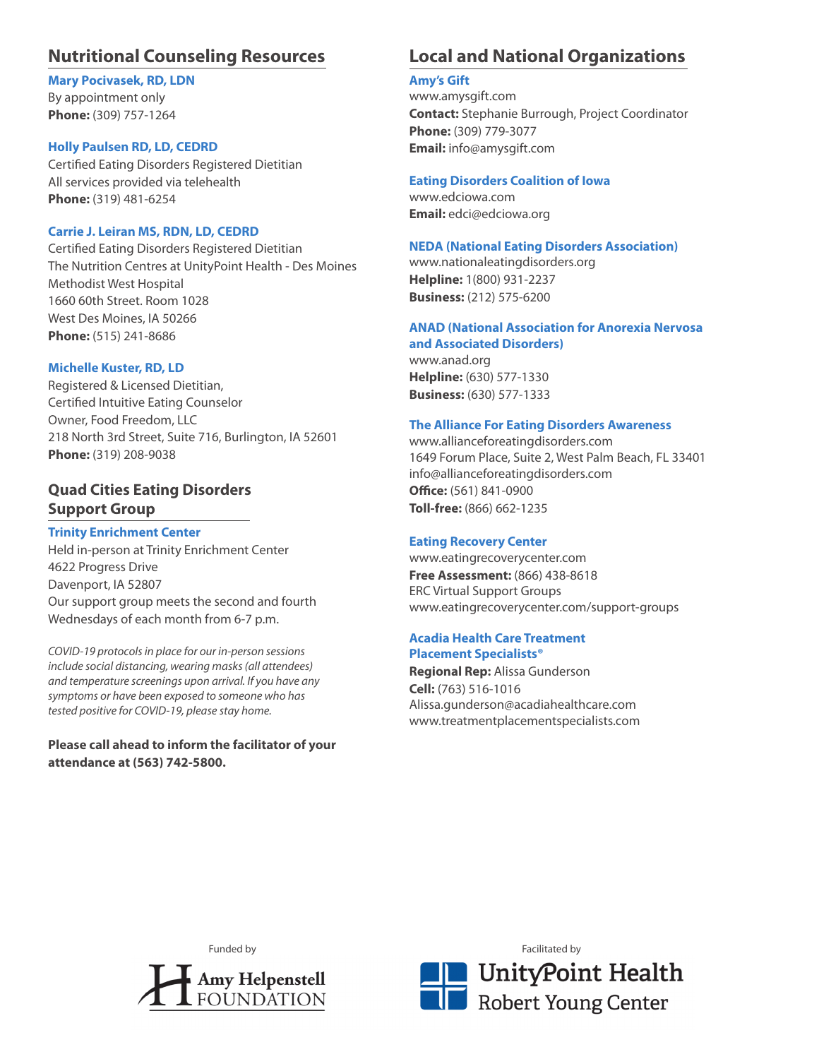## Nutritional Counseling Resources

### Mary Pocivasek, RD, LDN

By appointment only

**Phone:** (309) 757-1264

### Holly Paulsen RD, LD, CEDRD

Certified Eating Disorders Registered Dietitian

All services provided via telehealth

**Phone:** (319) 481-6254

### Carrie J. Leiran MS, RDN, LD, CEDRD

Certified Eating Disorders Registered Dietitian

The Nutrition Centres at UnityPoint Health - Des Moines

Methodist West Hospital

1660 60th Street. Room 1028

West Des Moines, IA 50266

**Phone:** (515) 241-8686

### Michelle Kuster, RD, LD

Registered & Licensed Dietitian,

Certified Intuitive Eating Counselor

Owner, Food Freedom, LLC

218 North 3rd Street, Suite 716, Burlington, IA 52601

**Phone:** (319) 208-9038

## Quad Cities Eating Disorders Support Group

### Trinity Enrichment Center

Held in-person at Trinity Enrichment Center

4622 Progress Drive

Davenport, IA 52807

Our support group meets the second and fourth Wednesdays of each month from 6-7 p.m.

*COVID-19 protocols in place for our in-person sessions include social distancing, wearing masks (all attendees) and temperature screenings upon arrival. If you have any symptoms or have been exposed to someone who has tested positive for COVID-19, please stay home.*

**Please call ahead to inform the facilitator of your attendance at (563) 742-5800.**

## Local and National Organizations

### Amy's Gift

www.amysgift.com

**Contact:** Stephanie Burrough, Project Coordinator

**Phone:** (309) 779-3077

**Email:** info@amysgift.com

### Eating Disorders Coalition of Iowa

www.edciowa.com

**Email:** edci@edciowa.org

### NEDA (National Eating Disorders Association)

www.nationaleatingdisorders.org

**Helpline:** 1(800) 931-2237

**Business:** (212) 575-6200

### ANAD (National Association for Anorexia Nervosa and Associated Disorders)

www.anad.org

**Helpline:** (630) 577-1330

**Business:** (630) 577-1333

### The Alliance For Eating Disorders Awareness

www.allianceforeatingdisorders.com

1649 Forum Place, Suite 2, West Palm Beach, FL 33401

info@allianceforeatingdisorders.com

**Office:** (561) 841-0900

**Toll-free:** (866) 662-1235

### Eating Recovery Center

www.eatingrecoverycenter.com

**Free Assessment:** (866) 438-8618

ERC Virtual Support Groups

www.eatingrecoverycenter.com/support-groups

### Acadia Health Care Treatment Placement Specialists®

**Regional Rep:** Alissa Gunderson

**Cell:** (763) 516-1016

Alissa.gunderson@acadiahealthcare.com

www.treatmentplacementspecialists.com

Funded by

Amy Helpenstell FOUNDATION

Facilitated by

UnityPoint Health Robert Young Center